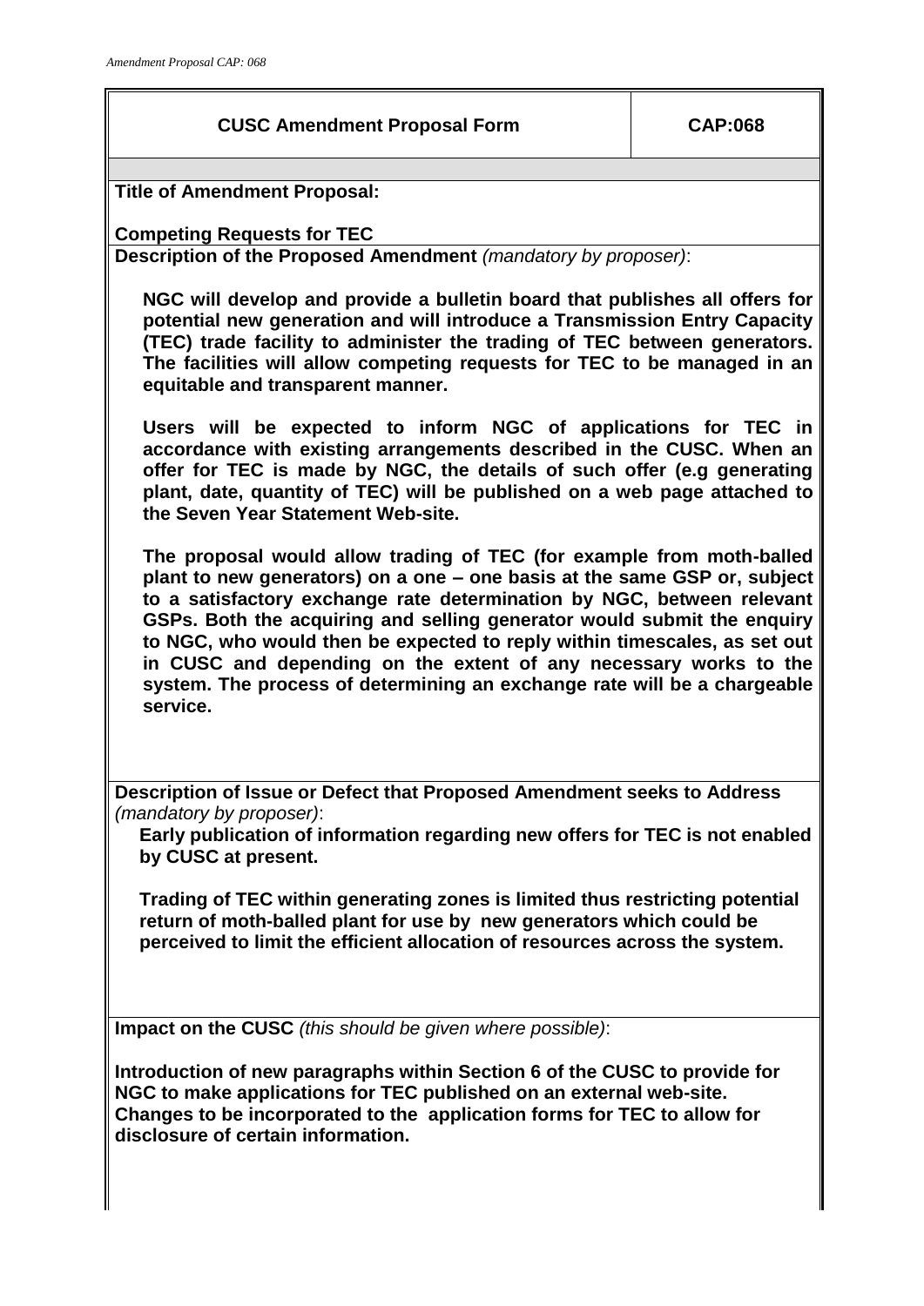| **CUSC Amendment Proposal Form** | **CAP:068** |
|---|---|

**Title of Amendment Proposal:**

**Competing Requests for TEC**

**Description of the Proposed Amendment** *(mandatory by proposer)*:

**NGC will develop and provide a bulletin board that publishes all offers for potential new generation and will introduce a Transmission Entry Capacity (TEC) trade facility to administer the trading of TEC between generators. The facilities will allow competing requests for TEC to be managed in an equitable and transparent manner.**

**Users will be expected to inform NGC of applications for TEC in accordance with existing arrangements described in the CUSC. When an offer for TEC is made by NGC, the details of such offer (e.g generating plant, date, quantity of TEC) will be published on a web page attached to the Seven Year Statement Web-site.**

**The proposal would allow trading of TEC (for example from moth-balled plant to new generators) on a one – one basis at the same GSP or, subject to a satisfactory exchange rate determination by NGC, between relevant GSPs. Both the acquiring and selling generator would submit the enquiry to NGC, who would then be expected to reply within timescales, as set out in CUSC and depending on the extent of any necessary works to the system. The process of determining an exchange rate will be a chargeable service.**

**Description of Issue or Defect that Proposed Amendment seeks to Address** *(mandatory by proposer)*:

**Early publication of information regarding new offers for TEC is not enabled by CUSC at present.**

**Trading of TEC within generating zones is limited thus restricting potential return of moth-balled plant for use by new generators which could be perceived to limit the efficient allocation of resources across the system.**

**Impact on the CUSC** *(this should be given where possible)*:

**Introduction of new paragraphs within Section 6 of the CUSC to provide for NGC to make applications for TEC published on an external web-site. Changes to be incorporated to the application forms for TEC to allow for disclosure of certain information.**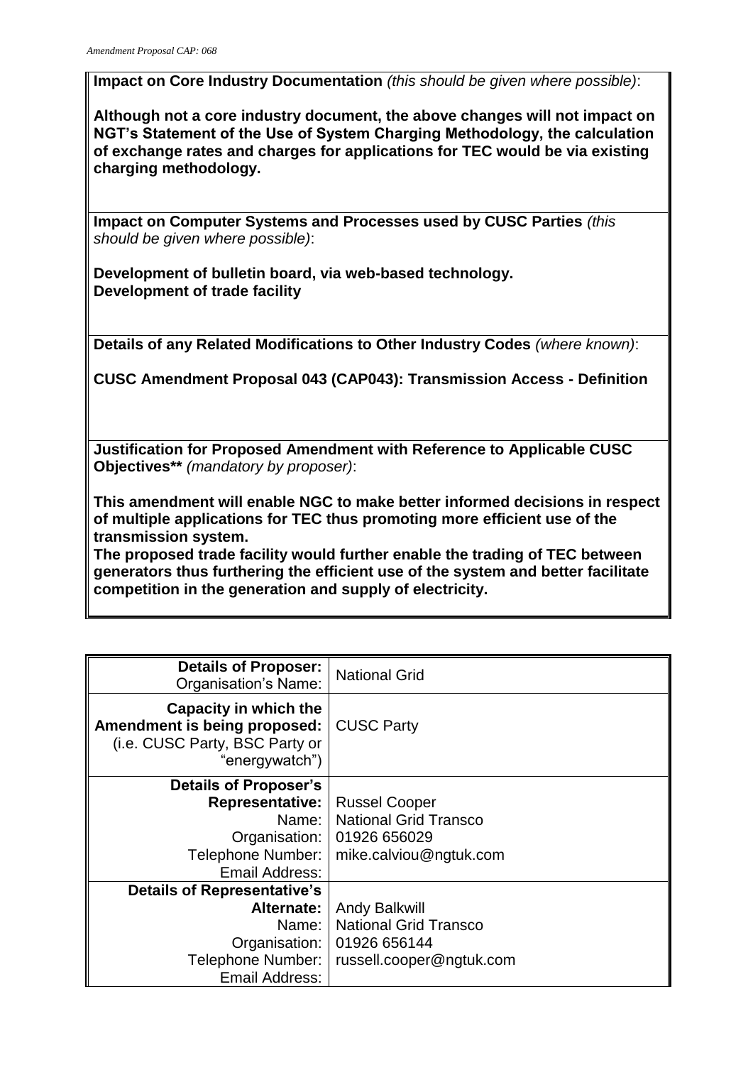**Impact on Core Industry Documentation** *(this should be given where possible)*:

**Although not a core industry document, the above changes will not impact on NGT's Statement of the Use of System Charging Methodology, the calculation of exchange rates and charges for applications for TEC would be via existing charging methodology.**

**Impact on Computer Systems and Processes used by CUSC Parties** *(this should be given where possible)*:

**Development of bulletin board, via web-based technology.**
**Development of trade facility**

**Details of any Related Modifications to Other Industry Codes** *(where known)*:

**CUSC Amendment Proposal 043 (CAP043): Transmission Access - Definition**

**Justification for Proposed Amendment with Reference to Applicable CUSC Objectives**** *(mandatory by proposer)*:

**This amendment will enable NGC to make better informed decisions in respect of multiple applications for TEC thus promoting more efficient use of the transmission system.**
**The proposed trade facility would further enable the trading of TEC between generators thus furthering the efficient use of the system and better facilitate competition in the generation and supply of electricity.**

| | |
|---|---|
| **Details of Proposer:** Organisation's Name: | National Grid |
| **Capacity in which the Amendment is being proposed:** (i.e. CUSC Party, BSC Party or "energywatch") | CUSC Party |
| **Details of Proposer's Representative:** Name: Organisation: Telephone Number: Email Address: | Russel Cooper National Grid Transco 01926 656029 mike.calviou@ngtuk.com |
| **Details of Representative's Alternate:** Name: Organisation: Telephone Number: Email Address: | Andy Balkwill National Grid Transco 01926 656144 russell.cooper@ngtuk.com |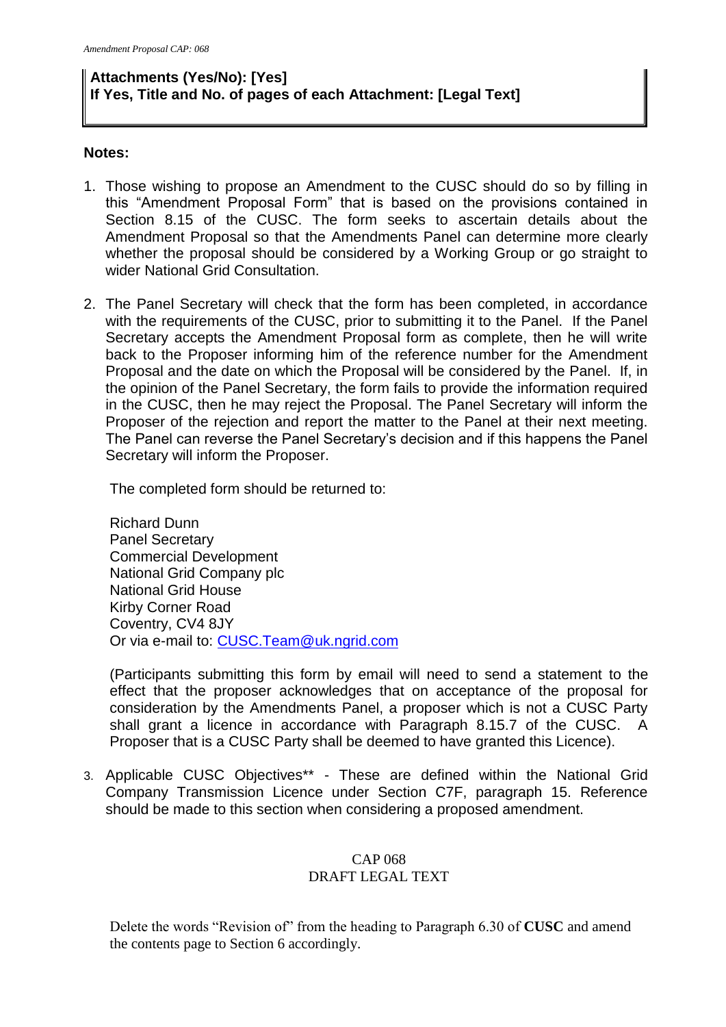**Attachments (Yes/No): [Yes]**
**If Yes, Title and No. of pages of each Attachment: [Legal Text]**

**Notes:**

1. Those wishing to propose an Amendment to the CUSC should do so by filling in this "Amendment Proposal Form" that is based on the provisions contained in Section 8.15 of the CUSC. The form seeks to ascertain details about the Amendment Proposal so that the Amendments Panel can determine more clearly whether the proposal should be considered by a Working Group or go straight to wider National Grid Consultation.

2. The Panel Secretary will check that the form has been completed, in accordance with the requirements of the CUSC, prior to submitting it to the Panel. If the Panel Secretary accepts the Amendment Proposal form as complete, then he will write back to the Proposer informing him of the reference number for the Amendment Proposal and the date on which the Proposal will be considered by the Panel. If, in the opinion of the Panel Secretary, the form fails to provide the information required in the CUSC, then he may reject the Proposal. The Panel Secretary will inform the Proposer of the rejection and report the matter to the Panel at their next meeting. The Panel can reverse the Panel Secretary's decision and if this happens the Panel Secretary will inform the Proposer.

   The completed form should be returned to:

   Richard Dunn
   Panel Secretary
   Commercial Development
   National Grid Company plc
   National Grid House
   Kirby Corner Road
   Coventry, CV4 8JY
   Or via e-mail to: CUSC.Team@uk.ngrid.com

   (Participants submitting this form by email will need to send a statement to the effect that the proposer acknowledges that on acceptance of the proposal for consideration by the Amendments Panel, a proposer which is not a CUSC Party shall grant a licence in accordance with Paragraph 8.15.7 of the CUSC. A Proposer that is a CUSC Party shall be deemed to have granted this Licence).

3. Applicable CUSC Objectives** - These are defined within the National Grid Company Transmission Licence under Section C7F, paragraph 15. Reference should be made to this section when considering a proposed amendment.

CAP 068
DRAFT LEGAL TEXT

Delete the words "Revision of" from the heading to Paragraph 6.30 of **CUSC** and amend the contents page to Section 6 accordingly.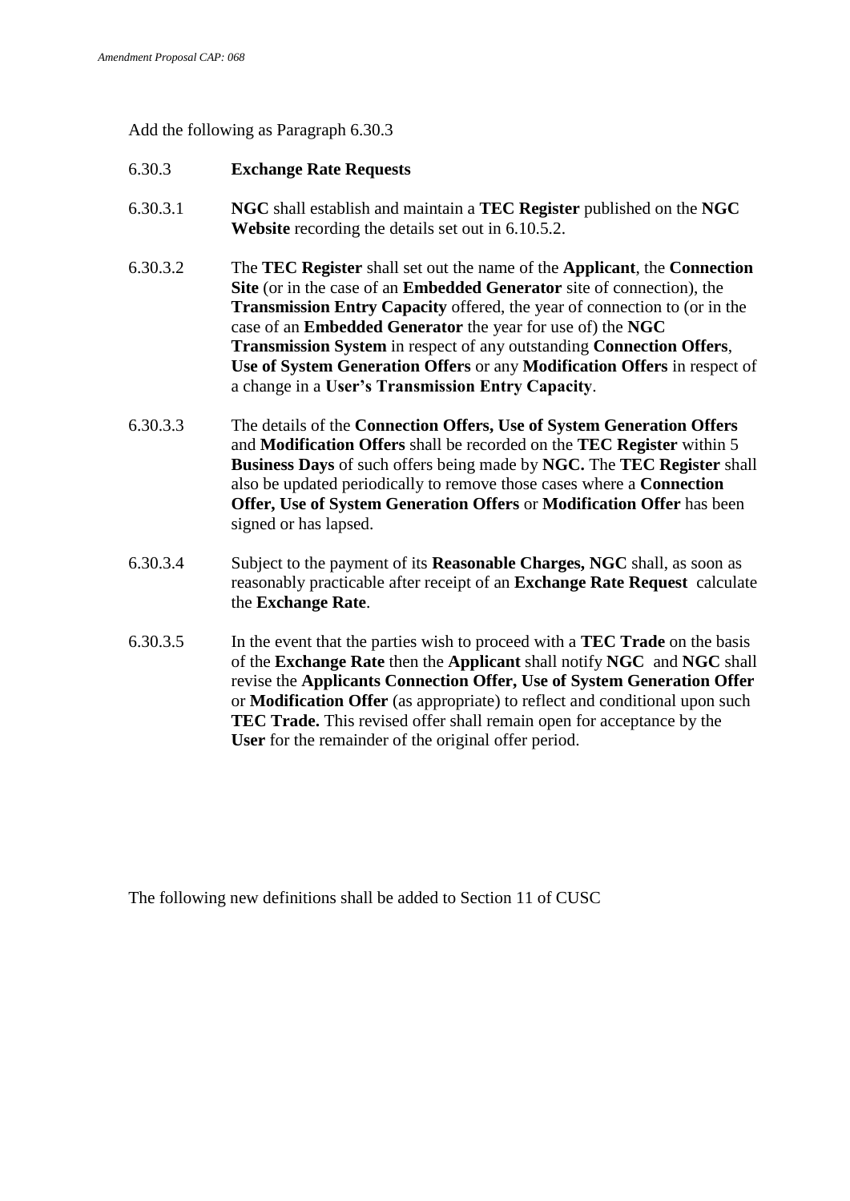Add the following as Paragraph 6.30.3

6.30.3 **Exchange Rate Requests**

6.30.3.1 **NGC** shall establish and maintain a **TEC Register** published on the **NGC Website** recording the details set out in 6.10.5.2.

6.30.3.2 The **TEC Register** shall set out the name of the **Applicant**, the **Connection Site** (or in the case of an **Embedded Generator** site of connection), the **Transmission Entry Capacity** offered, the year of connection to (or in the case of an **Embedded Generator** the year for use of) the **NGC Transmission System** in respect of any outstanding **Connection Offers**, **Use of System Generation Offers** or any **Modification Offers** in respect of a change in a **User's Transmission Entry Capacity**.

6.30.3.3 The details of the **Connection Offers, Use of System Generation Offers** and **Modification Offers** shall be recorded on the **TEC Register** within 5 **Business Days** of such offers being made by **NGC.** The **TEC Register** shall also be updated periodically to remove those cases where a **Connection Offer, Use of System Generation Offers** or **Modification Offer** has been signed or has lapsed.

6.30.3.4 Subject to the payment of its **Reasonable Charges, NGC** shall, as soon as reasonably practicable after receipt of an **Exchange Rate Request** calculate the **Exchange Rate**.

6.30.3.5 In the event that the parties wish to proceed with a **TEC Trade** on the basis of the **Exchange Rate** then the **Applicant** shall notify **NGC** and **NGC** shall revise the **Applicants Connection Offer, Use of System Generation Offer** or **Modification Offer** (as appropriate) to reflect and conditional upon such **TEC Trade.** This revised offer shall remain open for acceptance by the **User** for the remainder of the original offer period.

The following new definitions shall be added to Section 11 of CUSC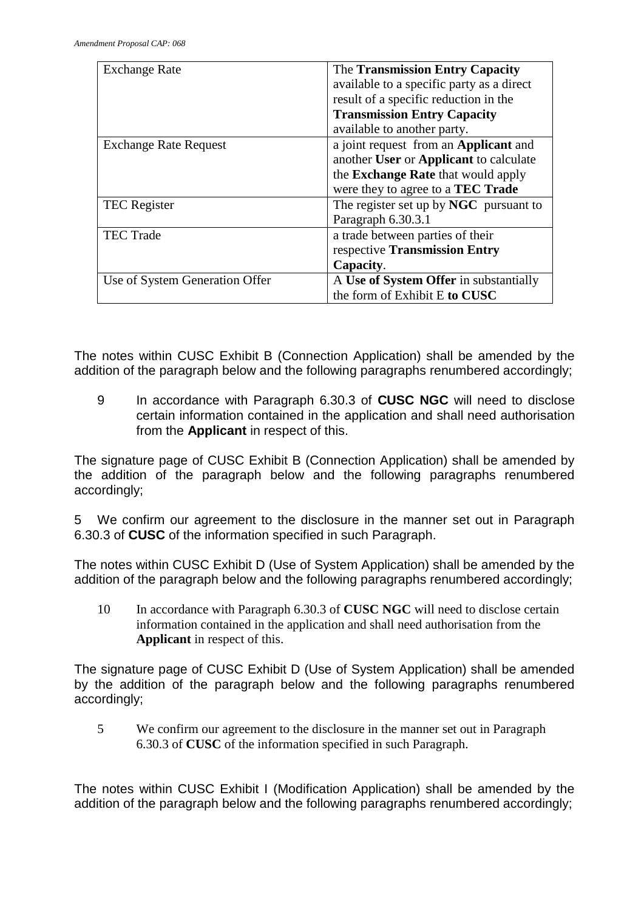| Exchange Rate | The **Transmission Entry Capacity** available to a specific party as a direct result of a specific reduction in the **Transmission Entry Capacity** available to another party. |
| --- | --- |
| Exchange Rate Request | a joint request from an **Applicant** and another **User** or **Applicant** to calculate the **Exchange Rate** that would apply were they to agree to a **TEC Trade** |
| TEC Register | The register set up by **NGC** pursuant to Paragraph 6.30.3.1 |
| TEC Trade | a trade between parties of their respective **Transmission Entry Capacity**. |
| Use of System Generation Offer | A **Use of System Offer** in substantially the form of Exhibit E **to CUSC** |

The notes within CUSC Exhibit B (Connection Application) shall be amended by the addition of the paragraph below and the following paragraphs renumbered accordingly;

9 In accordance with Paragraph 6.30.3 of **CUSC NGC** will need to disclose certain information contained in the application and shall need authorisation from the **Applicant** in respect of this.

The signature page of CUSC Exhibit B (Connection Application) shall be amended by the addition of the paragraph below and the following paragraphs renumbered accordingly;

5 We confirm our agreement to the disclosure in the manner set out in Paragraph 6.30.3 of **CUSC** of the information specified in such Paragraph.

The notes within CUSC Exhibit D (Use of System Application) shall be amended by the addition of the paragraph below and the following paragraphs renumbered accordingly;

10 In accordance with Paragraph 6.30.3 of **CUSC NGC** will need to disclose certain information contained in the application and shall need authorisation from the **Applicant** in respect of this.

The signature page of CUSC Exhibit D (Use of System Application) shall be amended by the addition of the paragraph below and the following paragraphs renumbered accordingly;

5 We confirm our agreement to the disclosure in the manner set out in Paragraph 6.30.3 of **CUSC** of the information specified in such Paragraph.

The notes within CUSC Exhibit I (Modification Application) shall be amended by the addition of the paragraph below and the following paragraphs renumbered accordingly;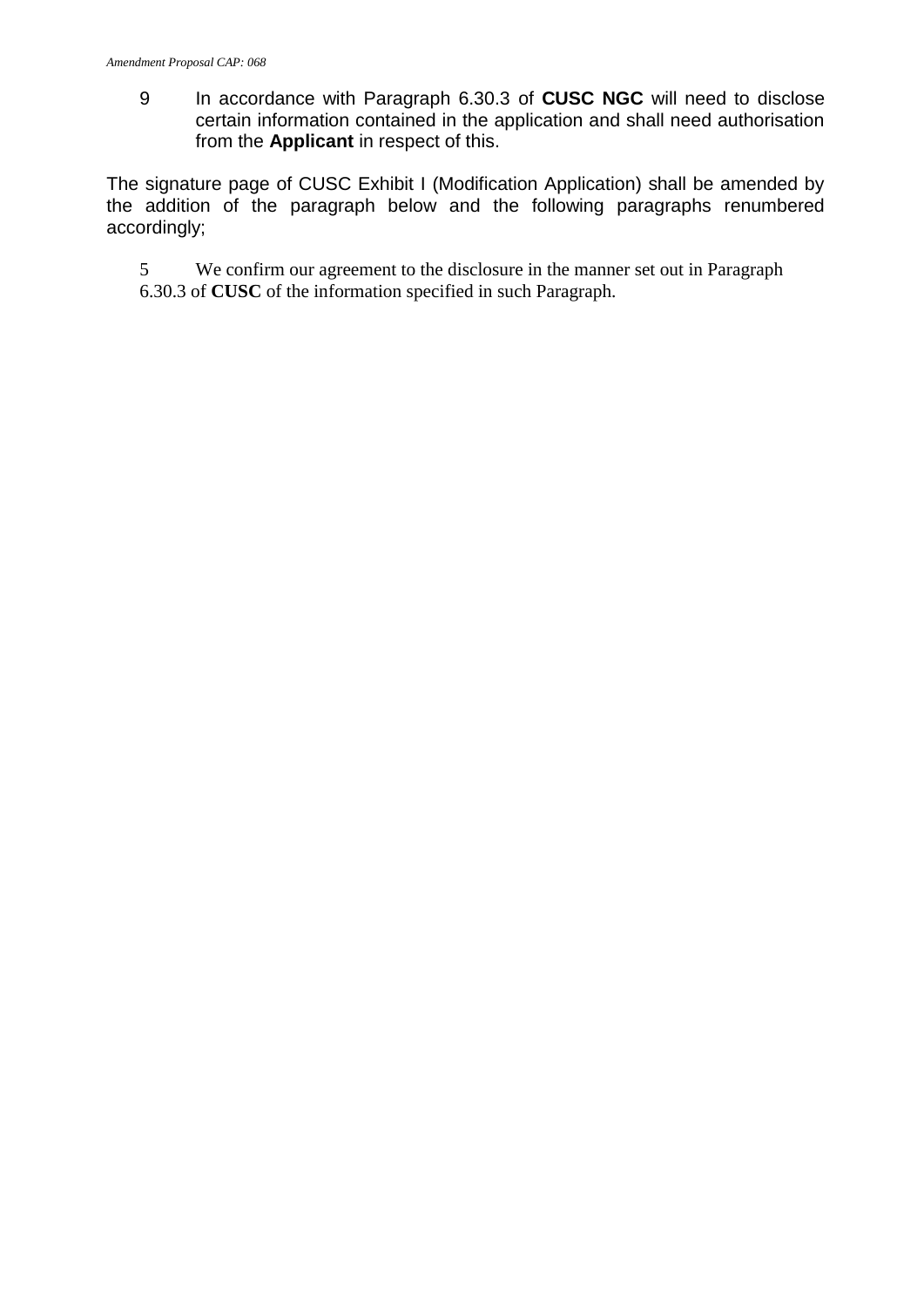9 In accordance with Paragraph 6.30.3 of **CUSC NGC** will need to disclose certain information contained in the application and shall need authorisation from the **Applicant** in respect of this.

The signature page of CUSC Exhibit I (Modification Application) shall be amended by the addition of the paragraph below and the following paragraphs renumbered accordingly;

5 We confirm our agreement to the disclosure in the manner set out in Paragraph 6.30.3 of **CUSC** of the information specified in such Paragraph.